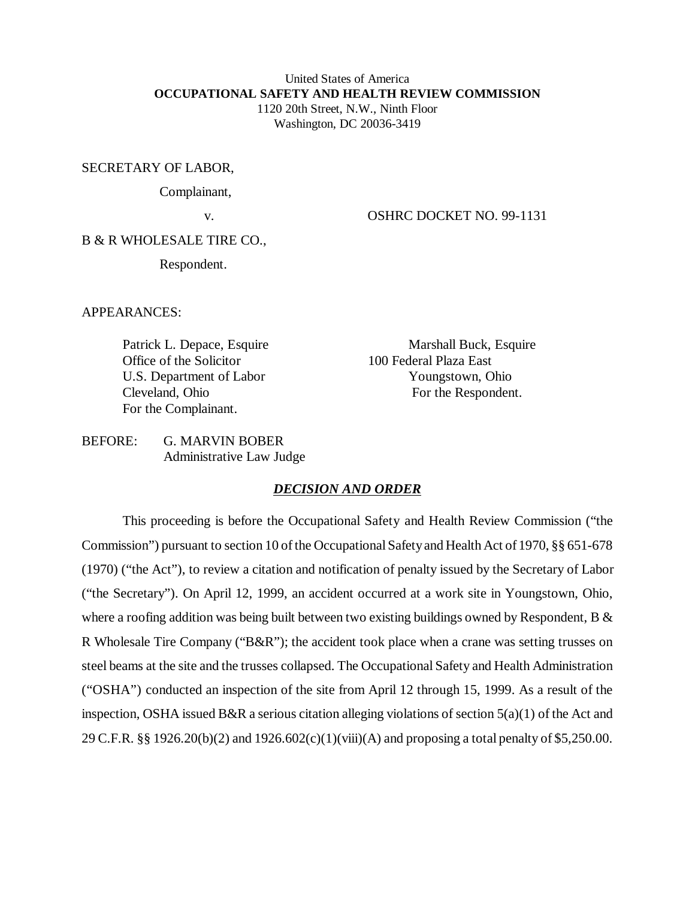United States of America
**OCCUPATIONAL SAFETY AND HEALTH REVIEW COMMISSION**
1120 20th Street, N.W., Ninth Floor
Washington, DC 20036-3419

SECRETARY OF LABOR,

Complainant,

v.

OSHRC DOCKET NO. 99-1131

B & R WHOLESALE TIRE CO.,

Respondent.

APPEARANCES:

Patrick L. Depace, Esquire
Office of the Solicitor
U.S. Department of Labor
Cleveland, Ohio
For the Complainant.

Marshall Buck, Esquire
100 Federal Plaza East
Youngstown, Ohio
For the Respondent.

BEFORE: G. MARVIN BOBER
Administrative Law Judge

***DECISION AND ORDER***

This proceeding is before the Occupational Safety and Health Review Commission ("the Commission") pursuant to section 10 of the Occupational Safety and Health Act of 1970, §§ 651-678 (1970) ("the Act"), to review a citation and notification of penalty issued by the Secretary of Labor ("the Secretary"). On April 12, 1999, an accident occurred at a work site in Youngstown, Ohio, where a roofing addition was being built between two existing buildings owned by Respondent, B & R Wholesale Tire Company ("B&R"); the accident took place when a crane was setting trusses on steel beams at the site and the trusses collapsed. The Occupational Safety and Health Administration ("OSHA") conducted an inspection of the site from April 12 through 15, 1999. As a result of the inspection, OSHA issued B&R a serious citation alleging violations of section 5(a)(1) of the Act and 29 C.F.R. §§ 1926.20(b)(2) and 1926.602(c)(1)(viii)(A) and proposing a total penalty of $5,250.00.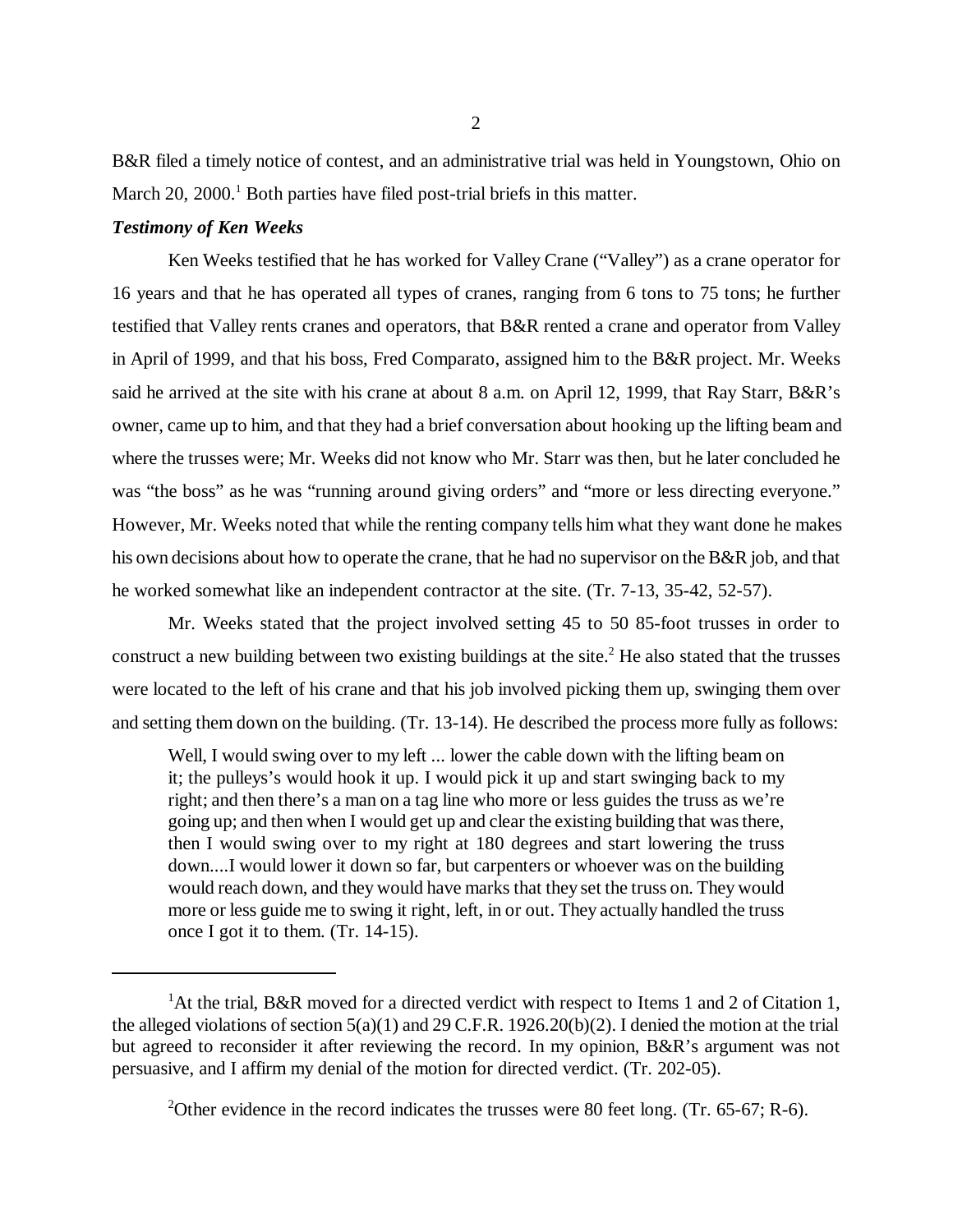B&R filed a timely notice of contest, and an administrative trial was held in Youngstown, Ohio on March 20, 2000.[1] Both parties have filed post-trial briefs in this matter.

***Testimony of Ken Weeks***

Ken Weeks testified that he has worked for Valley Crane ("Valley") as a crane operator for 16 years and that he has operated all types of cranes, ranging from 6 tons to 75 tons; he further testified that Valley rents cranes and operators, that B&R rented a crane and operator from Valley in April of 1999, and that his boss, Fred Comparato, assigned him to the B&R project. Mr. Weeks said he arrived at the site with his crane at about 8 a.m. on April 12, 1999, that Ray Starr, B&R's owner, came up to him, and that they had a brief conversation about hooking up the lifting beam and where the trusses were; Mr. Weeks did not know who Mr. Starr was then, but he later concluded he was "the boss" as he was "running around giving orders" and "more or less directing everyone." However, Mr. Weeks noted that while the renting company tells him what they want done he makes his own decisions about how to operate the crane, that he had no supervisor on the B&R job, and that he worked somewhat like an independent contractor at the site. (Tr. 7-13, 35-42, 52-57).

Mr. Weeks stated that the project involved setting 45 to 50 85-foot trusses in order to construct a new building between two existing buildings at the site.[2] He also stated that the trusses were located to the left of his crane and that his job involved picking them up, swinging them over and setting them down on the building. (Tr. 13-14). He described the process more fully as follows:

> Well, I would swing over to my left ... lower the cable down with the lifting beam on it; the pulleys's would hook it up. I would pick it up and start swinging back to my right; and then there's a man on a tag line who more or less guides the truss as we're going up; and then when I would get up and clear the existing building that was there, then I would swing over to my right at 180 degrees and start lowering the truss down....I would lower it down so far, but carpenters or whoever was on the building would reach down, and they would have marks that they set the truss on. They would more or less guide me to swing it right, left, in or out. They actually handled the truss once I got it to them. (Tr. 14-15).

---

[1]At the trial, B&R moved for a directed verdict with respect to Items 1 and 2 of Citation 1, the alleged violations of section 5(a)(1) and 29 C.F.R. 1926.20(b)(2). I denied the motion at the trial but agreed to reconsider it after reviewing the record. In my opinion, B&R's argument was not persuasive, and I affirm my denial of the motion for directed verdict. (Tr. 202-05).

[2]Other evidence in the record indicates the trusses were 80 feet long. (Tr. 65-67; R-6).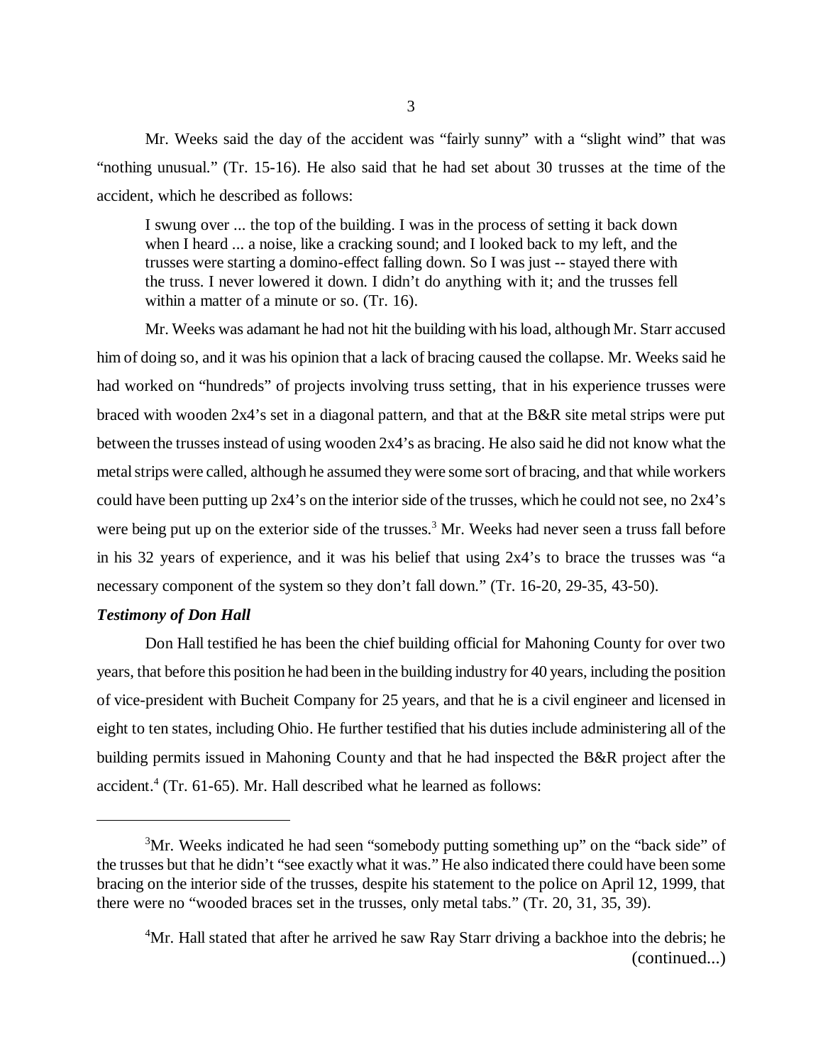Mr. Weeks said the day of the accident was "fairly sunny" with a "slight wind" that was "nothing unusual." (Tr. 15-16). He also said that he had set about 30 trusses at the time of the accident, which he described as follows:

> I swung over ... the top of the building. I was in the process of setting it back down when I heard ... a noise, like a cracking sound; and I looked back to my left, and the trusses were starting a domino-effect falling down. So I was just -- stayed there with the truss. I never lowered it down. I didn't do anything with it; and the trusses fell within a matter of a minute or so. (Tr. 16).

Mr. Weeks was adamant he had not hit the building with his load, although Mr. Starr accused him of doing so, and it was his opinion that a lack of bracing caused the collapse. Mr. Weeks said he had worked on "hundreds" of projects involving truss setting, that in his experience trusses were braced with wooden 2x4's set in a diagonal pattern, and that at the B&R site metal strips were put between the trusses instead of using wooden 2x4's as bracing. He also said he did not know what the metal strips were called, although he assumed they were some sort of bracing, and that while workers could have been putting up 2x4's on the interior side of the trusses, which he could not see, no 2x4's were being put up on the exterior side of the trusses.[3] Mr. Weeks had never seen a truss fall before in his 32 years of experience, and it was his belief that using 2x4's to brace the trusses was "a necessary component of the system so they don't fall down." (Tr. 16-20, 29-35, 43-50).

***Testimony of Don Hall***

Don Hall testified he has been the chief building official for Mahoning County for over two years, that before this position he had been in the building industry for 40 years, including the position of vice-president with Bucheit Company for 25 years, and that he is a civil engineer and licensed in eight to ten states, including Ohio. He further testified that his duties include administering all of the building permits issued in Mahoning County and that he had inspected the B&R project after the accident.[4] (Tr. 61-65). Mr. Hall described what he learned as follows:

---

[3]Mr. Weeks indicated he had seen "somebody putting something up" on the "back side" of the trusses but that he didn't "see exactly what it was." He also indicated there could have been some bracing on the interior side of the trusses, despite his statement to the police on April 12, 1999, that there were no "wooded braces set in the trusses, only metal tabs." (Tr. 20, 31, 35, 39).

[4]Mr. Hall stated that after he arrived he saw Ray Starr driving a backhoe into the debris; he (continued...)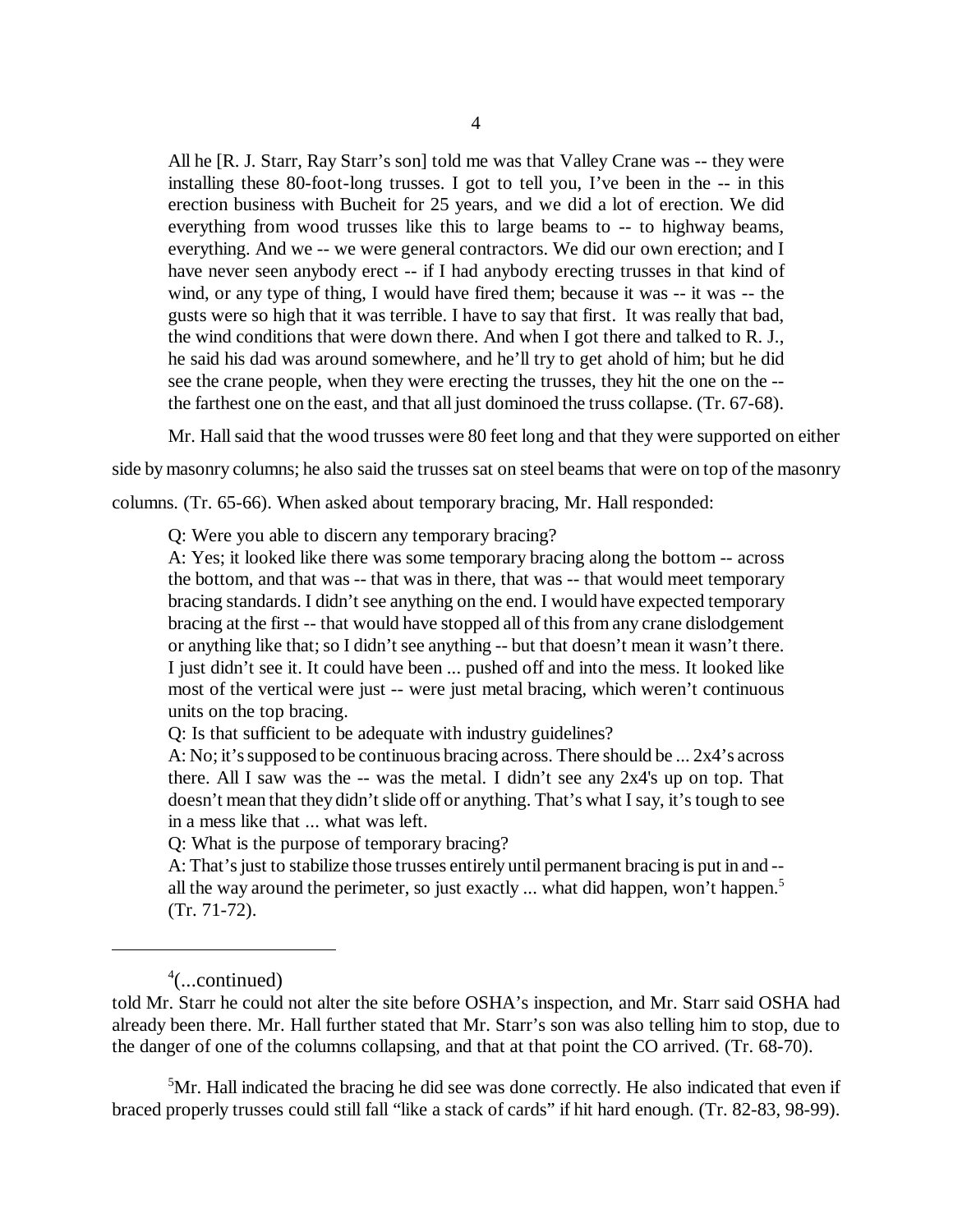All he [R. J. Starr, Ray Starr's son] told me was that Valley Crane was -- they were installing these 80-foot-long trusses. I got to tell you, I've been in the -- in this erection business with Bucheit for 25 years, and we did a lot of erection. We did everything from wood trusses like this to large beams to -- to highway beams, everything. And we -- we were general contractors. We did our own erection; and I have never seen anybody erect -- if I had anybody erecting trusses in that kind of wind, or any type of thing, I would have fired them; because it was -- it was -- the gusts were so high that it was terrible. I have to say that first. It was really that bad, the wind conditions that were down there. And when I got there and talked to R. J., he said his dad was around somewhere, and he'll try to get ahold of him; but he did see the crane people, when they were erecting the trusses, they hit the one on the -- the farthest one on the east, and that all just dominoed the truss collapse. (Tr. 67-68).

Mr. Hall said that the wood trusses were 80 feet long and that they were supported on either side by masonry columns; he also said the trusses sat on steel beams that were on top of the masonry columns. (Tr. 65-66). When asked about temporary bracing, Mr. Hall responded:

Q: Were you able to discern any temporary bracing?
A: Yes; it looked like there was some temporary bracing along the bottom -- across the bottom, and that was -- that was in there, that was -- that would meet temporary bracing standards. I didn't see anything on the end. I would have expected temporary bracing at the first -- that would have stopped all of this from any crane dislodgement or anything like that; so I didn't see anything -- but that doesn't mean it wasn't there. I just didn't see it. It could have been ... pushed off and into the mess. It looked like most of the vertical were just -- were just metal bracing, which weren't continuous units on the top bracing.
Q: Is that sufficient to be adequate with industry guidelines?
A: No; it's supposed to be continuous bracing across. There should be ... 2x4's across there. All I saw was the -- was the metal. I didn't see any 2x4's up on top. That doesn't mean that they didn't slide off or anything. That's what I say, it's tough to see in a mess like that ... what was left.
Q: What is the purpose of temporary bracing?
A: That's just to stabilize those trusses entirely until permanent bracing is put in and -- all the way around the perimeter, so just exactly ... what did happen, won't happen.[5] (Tr. 71-72).

---

[4](...continued)
told Mr. Starr he could not alter the site before OSHA's inspection, and Mr. Starr said OSHA had already been there. Mr. Hall further stated that Mr. Starr's son was also telling him to stop, due to the danger of one of the columns collapsing, and that at that point the CO arrived. (Tr. 68-70).

[5]Mr. Hall indicated the bracing he did see was done correctly. He also indicated that even if braced properly trusses could still fall "like a stack of cards" if hit hard enough. (Tr. 82-83, 98-99).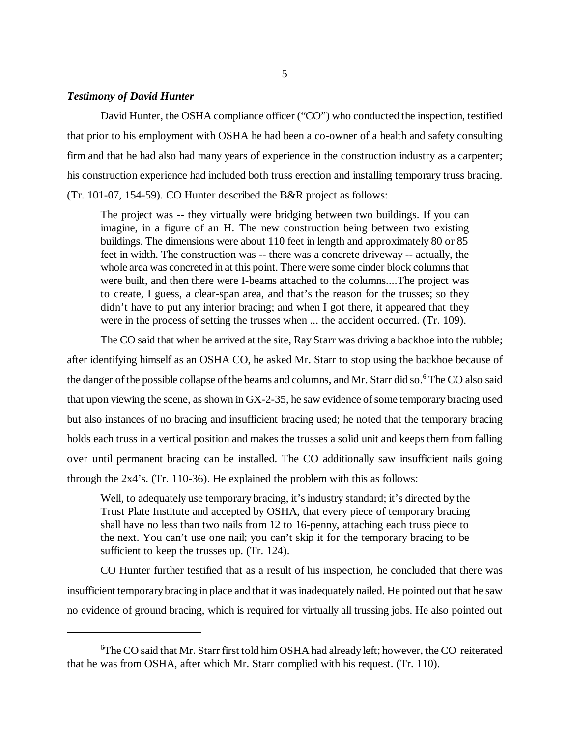***Testimony of David Hunter***

David Hunter, the OSHA compliance officer ("CO") who conducted the inspection, testified that prior to his employment with OSHA he had been a co-owner of a health and safety consulting firm and that he had also had many years of experience in the construction industry as a carpenter; his construction experience had included both truss erection and installing temporary truss bracing. (Tr. 101-07, 154-59). CO Hunter described the B&R project as follows:

> The project was -- they virtually were bridging between two buildings. If you can imagine, in a figure of an H. The new construction being between two existing buildings. The dimensions were about 110 feet in length and approximately 80 or 85 feet in width. The construction was -- there was a concrete driveway -- actually, the whole area was concreted in at this point. There were some cinder block columns that were built, and then there were I-beams attached to the columns....The project was to create, I guess, a clear-span area, and that's the reason for the trusses; so they didn't have to put any interior bracing; and when I got there, it appeared that they were in the process of setting the trusses when ... the accident occurred. (Tr. 109).

The CO said that when he arrived at the site, Ray Starr was driving a backhoe into the rubble; after identifying himself as an OSHA CO, he asked Mr. Starr to stop using the backhoe because of the danger of the possible collapse of the beams and columns, and Mr. Starr did so.[6] The CO also said that upon viewing the scene, as shown in GX-2-35, he saw evidence of some temporary bracing used but also instances of no bracing and insufficient bracing used; he noted that the temporary bracing holds each truss in a vertical position and makes the trusses a solid unit and keeps them from falling over until permanent bracing can be installed. The CO additionally saw insufficient nails going through the 2x4's. (Tr. 110-36). He explained the problem with this as follows:

> Well, to adequately use temporary bracing, it's industry standard; it's directed by the Trust Plate Institute and accepted by OSHA, that every piece of temporary bracing shall have no less than two nails from 12 to 16-penny, attaching each truss piece to the next. You can't use one nail; you can't skip it for the temporary bracing to be sufficient to keep the trusses up. (Tr. 124).

CO Hunter further testified that as a result of his inspection, he concluded that there was insufficient temporary bracing in place and that it was inadequately nailed. He pointed out that he saw no evidence of ground bracing, which is required for virtually all trussing jobs. He also pointed out

---

[6] The CO said that Mr. Starr first told him OSHA had already left; however, the CO reiterated that he was from OSHA, after which Mr. Starr complied with his request. (Tr. 110).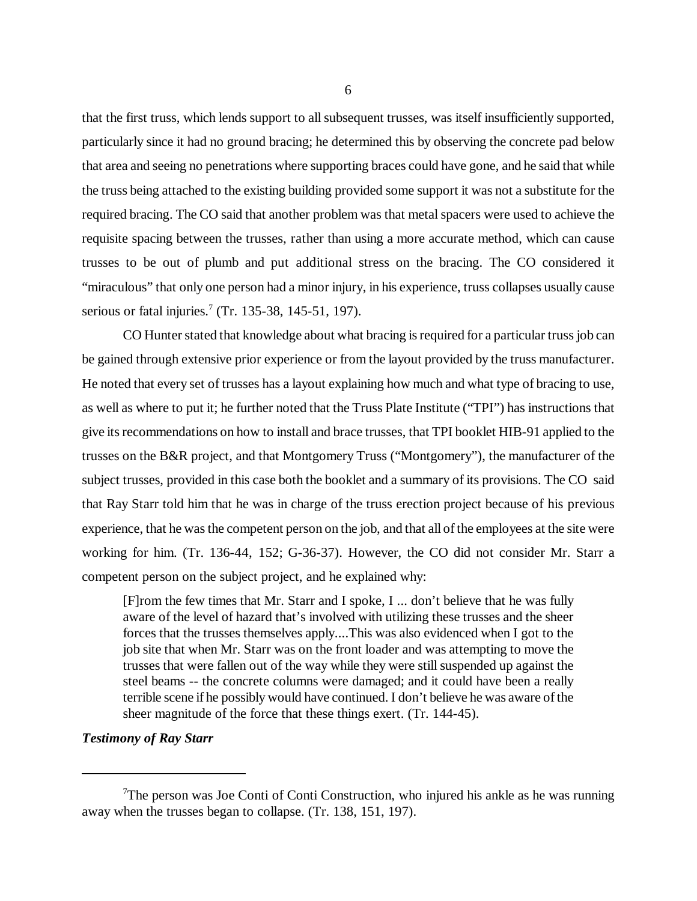that the first truss, which lends support to all subsequent trusses, was itself insufficiently supported, particularly since it had no ground bracing; he determined this by observing the concrete pad below that area and seeing no penetrations where supporting braces could have gone, and he said that while the truss being attached to the existing building provided some support it was not a substitute for the required bracing. The CO said that another problem was that metal spacers were used to achieve the requisite spacing between the trusses, rather than using a more accurate method, which can cause trusses to be out of plumb and put additional stress on the bracing. The CO considered it "miraculous" that only one person had a minor injury, in his experience, truss collapses usually cause serious or fatal injuries.[7] (Tr. 135-38, 145-51, 197).

CO Hunter stated that knowledge about what bracing is required for a particular truss job can be gained through extensive prior experience or from the layout provided by the truss manufacturer. He noted that every set of trusses has a layout explaining how much and what type of bracing to use, as well as where to put it; he further noted that the Truss Plate Institute ("TPI") has instructions that give its recommendations on how to install and brace trusses, that TPI booklet HIB-91 applied to the trusses on the B&R project, and that Montgomery Truss ("Montgomery"), the manufacturer of the subject trusses, provided in this case both the booklet and a summary of its provisions. The CO said that Ray Starr told him that he was in charge of the truss erection project because of his previous experience, that he was the competent person on the job, and that all of the employees at the site were working for him. (Tr. 136-44, 152; G-36-37). However, the CO did not consider Mr. Starr a competent person on the subject project, and he explained why:

> [F]rom the few times that Mr. Starr and I spoke, I ... don't believe that he was fully aware of the level of hazard that's involved with utilizing these trusses and the sheer forces that the trusses themselves apply....This was also evidenced when I got to the job site that when Mr. Starr was on the front loader and was attempting to move the trusses that were fallen out of the way while they were still suspended up against the steel beams -- the concrete columns were damaged; and it could have been a really terrible scene if he possibly would have continued. I don't believe he was aware of the sheer magnitude of the force that these things exert. (Tr. 144-45).

***Testimony of Ray Starr***

---

[7]The person was Joe Conti of Conti Construction, who injured his ankle as he was running away when the trusses began to collapse. (Tr. 138, 151, 197).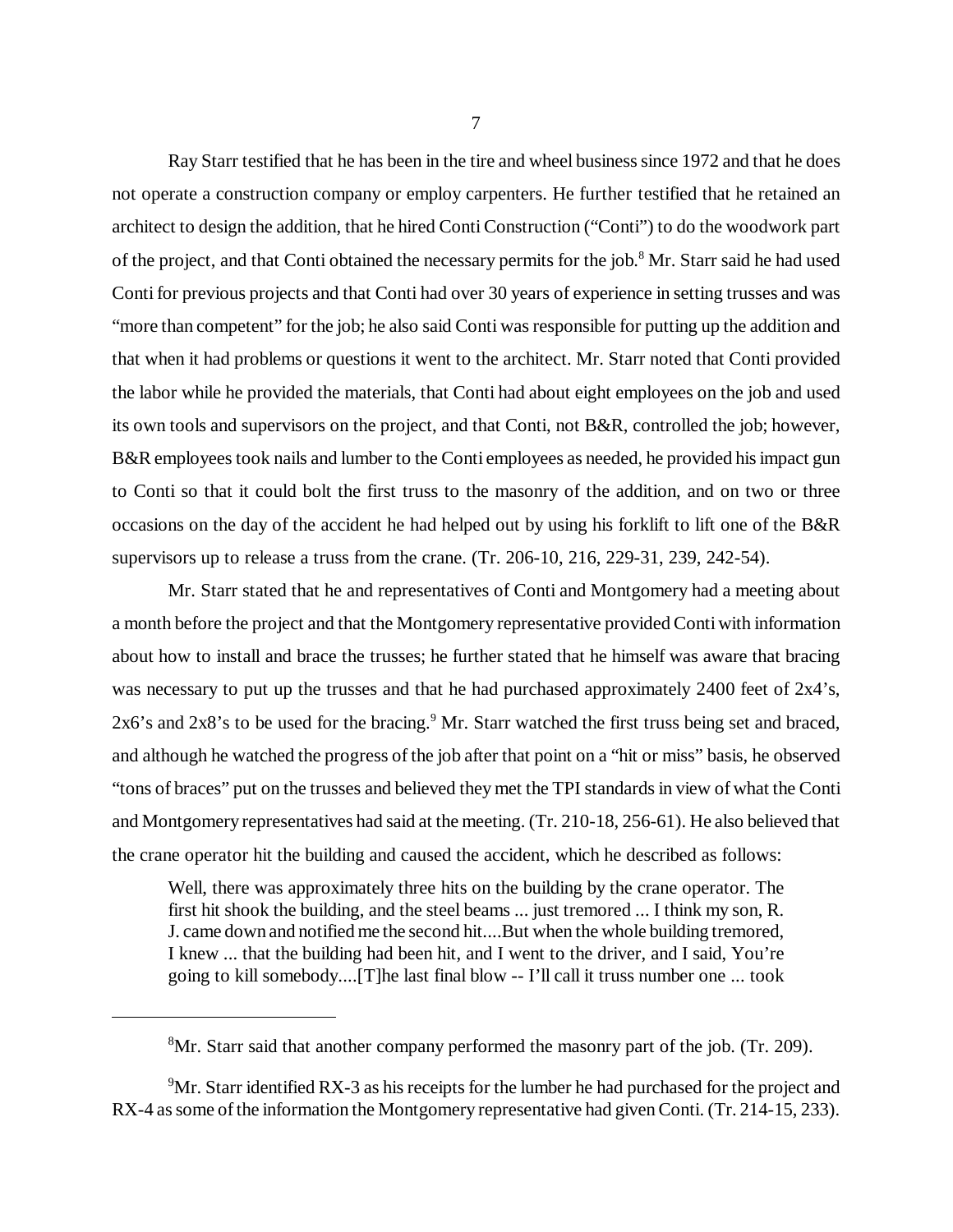Ray Starr testified that he has been in the tire and wheel business since 1972 and that he does not operate a construction company or employ carpenters. He further testified that he retained an architect to design the addition, that he hired Conti Construction ("Conti") to do the woodwork part of the project, and that Conti obtained the necessary permits for the job.[8] Mr. Starr said he had used Conti for previous projects and that Conti had over 30 years of experience in setting trusses and was "more than competent" for the job; he also said Conti was responsible for putting up the addition and that when it had problems or questions it went to the architect. Mr. Starr noted that Conti provided the labor while he provided the materials, that Conti had about eight employees on the job and used its own tools and supervisors on the project, and that Conti, not B&R, controlled the job; however, B&R employees took nails and lumber to the Conti employees as needed, he provided his impact gun to Conti so that it could bolt the first truss to the masonry of the addition, and on two or three occasions on the day of the accident he had helped out by using his forklift to lift one of the B&R supervisors up to release a truss from the crane. (Tr. 206-10, 216, 229-31, 239, 242-54).

Mr. Starr stated that he and representatives of Conti and Montgomery had a meeting about a month before the project and that the Montgomery representative provided Conti with information about how to install and brace the trusses; he further stated that he himself was aware that bracing was necessary to put up the trusses and that he had purchased approximately 2400 feet of 2x4's, 2x6's and 2x8's to be used for the bracing.[9] Mr. Starr watched the first truss being set and braced, and although he watched the progress of the job after that point on a "hit or miss" basis, he observed "tons of braces" put on the trusses and believed they met the TPI standards in view of what the Conti and Montgomery representatives had said at the meeting. (Tr. 210-18, 256-61). He also believed that the crane operator hit the building and caused the accident, which he described as follows:

> Well, there was approximately three hits on the building by the crane operator. The first hit shook the building, and the steel beams ... just tremored ... I think my son, R. J. came down and notified me the second hit....But when the whole building tremored, I knew ... that the building had been hit, and I went to the driver, and I said, You're going to kill somebody....[T]he last final blow -- I'll call it truss number one ... took

---

[8] Mr. Starr said that another company performed the masonry part of the job. (Tr. 209).

[9] Mr. Starr identified RX-3 as his receipts for the lumber he had purchased for the project and RX-4 as some of the information the Montgomery representative had given Conti. (Tr. 214-15, 233).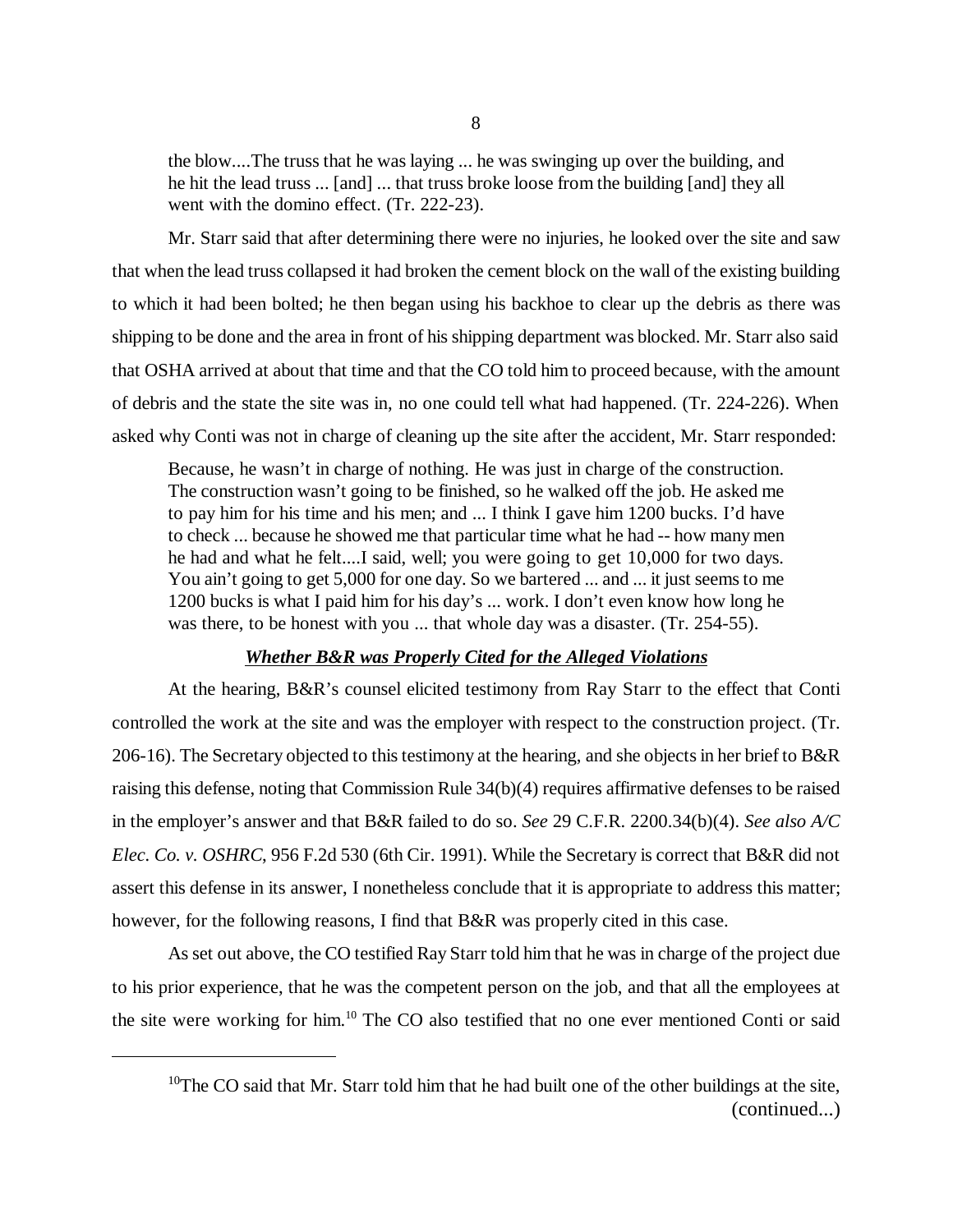the blow....The truss that he was laying ... he was swinging up over the building, and he hit the lead truss ... [and] ... that truss broke loose from the building [and] they all went with the domino effect. (Tr. 222-23).

Mr. Starr said that after determining there were no injuries, he looked over the site and saw that when the lead truss collapsed it had broken the cement block on the wall of the existing building to which it had been bolted; he then began using his backhoe to clear up the debris as there was shipping to be done and the area in front of his shipping department was blocked. Mr. Starr also said that OSHA arrived at about that time and that the CO told him to proceed because, with the amount of debris and the state the site was in, no one could tell what had happened. (Tr. 224-226). When asked why Conti was not in charge of cleaning up the site after the accident, Mr. Starr responded:

> Because, he wasn't in charge of nothing. He was just in charge of the construction. The construction wasn't going to be finished, so he walked off the job. He asked me to pay him for his time and his men; and ... I think I gave him 1200 bucks. I'd have to check ... because he showed me that particular time what he had -- how many men he had and what he felt....I said, well; you were going to get 10,000 for two days. You ain't going to get 5,000 for one day. So we bartered ... and ... it just seems to me 1200 bucks is what I paid him for his day's ... work. I don't even know how long he was there, to be honest with you ... that whole day was a disaster. (Tr. 254-55).

### ***Whether B&R was Properly Cited for the Alleged Violations***

At the hearing, B&R's counsel elicited testimony from Ray Starr to the effect that Conti controlled the work at the site and was the employer with respect to the construction project. (Tr. 206-16). The Secretary objected to this testimony at the hearing, and she objects in her brief to B&R raising this defense, noting that Commission Rule 34(b)(4) requires affirmative defenses to be raised in the employer's answer and that B&R failed to do so. *See* 29 C.F.R. 2200.34(b)(4). *See also A/C Elec. Co. v. OSHRC*, 956 F.2d 530 (6th Cir. 1991). While the Secretary is correct that B&R did not assert this defense in its answer, I nonetheless conclude that it is appropriate to address this matter; however, for the following reasons, I find that B&R was properly cited in this case.

As set out above, the CO testified Ray Starr told him that he was in charge of the project due to his prior experience, that he was the competent person on the job, and that all the employees at the site were working for him.[10] The CO also testified that no one ever mentioned Conti or said

---

[10]The CO said that Mr. Starr told him that he had built one of the other buildings at the site, (continued...)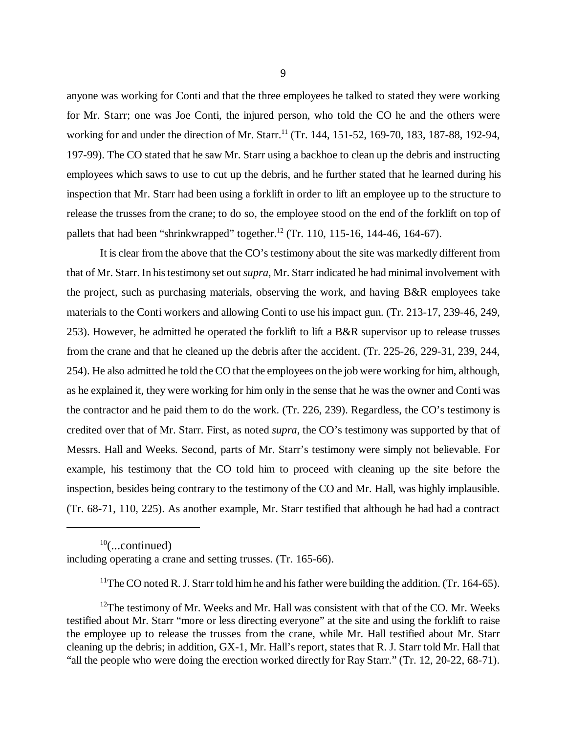anyone was working for Conti and that the three employees he talked to stated they were working for Mr. Starr; one was Joe Conti, the injured person, who told the CO he and the others were working for and under the direction of Mr. Starr.[11] (Tr. 144, 151-52, 169-70, 183, 187-88, 192-94, 197-99). The CO stated that he saw Mr. Starr using a backhoe to clean up the debris and instructing employees which saws to use to cut up the debris, and he further stated that he learned during his inspection that Mr. Starr had been using a forklift in order to lift an employee up to the structure to release the trusses from the crane; to do so, the employee stood on the end of the forklift on top of pallets that had been "shrinkwrapped" together.[12] (Tr. 110, 115-16, 144-46, 164-67).

It is clear from the above that the CO's testimony about the site was markedly different from that of Mr. Starr. In his testimony set out *supra*, Mr. Starr indicated he had minimal involvement with the project, such as purchasing materials, observing the work, and having B&R employees take materials to the Conti workers and allowing Conti to use his impact gun. (Tr. 213-17, 239-46, 249, 253). However, he admitted he operated the forklift to lift a B&R supervisor up to release trusses from the crane and that he cleaned up the debris after the accident. (Tr. 225-26, 229-31, 239, 244, 254). He also admitted he told the CO that the employees on the job were working for him, although, as he explained it, they were working for him only in the sense that he was the owner and Conti was the contractor and he paid them to do the work. (Tr. 226, 239). Regardless, the CO's testimony is credited over that of Mr. Starr. First, as noted *supra*, the CO's testimony was supported by that of Messrs. Hall and Weeks. Second, parts of Mr. Starr's testimony were simply not believable. For example, his testimony that the CO told him to proceed with cleaning up the site before the inspection, besides being contrary to the testimony of the CO and Mr. Hall, was highly implausible. (Tr. 68-71, 110, 225). As another example, Mr. Starr testified that although he had had a contract

---

[10](...continued)
including operating a crane and setting trusses. (Tr. 165-66).

[11]The CO noted R. J. Starr told him he and his father were building the addition. (Tr. 164-65).

[12]The testimony of Mr. Weeks and Mr. Hall was consistent with that of the CO. Mr. Weeks testified about Mr. Starr "more or less directing everyone" at the site and using the forklift to raise the employee up to release the trusses from the crane, while Mr. Hall testified about Mr. Starr cleaning up the debris; in addition, GX-1, Mr. Hall's report, states that R. J. Starr told Mr. Hall that "all the people who were doing the erection worked directly for Ray Starr." (Tr. 12, 20-22, 68-71).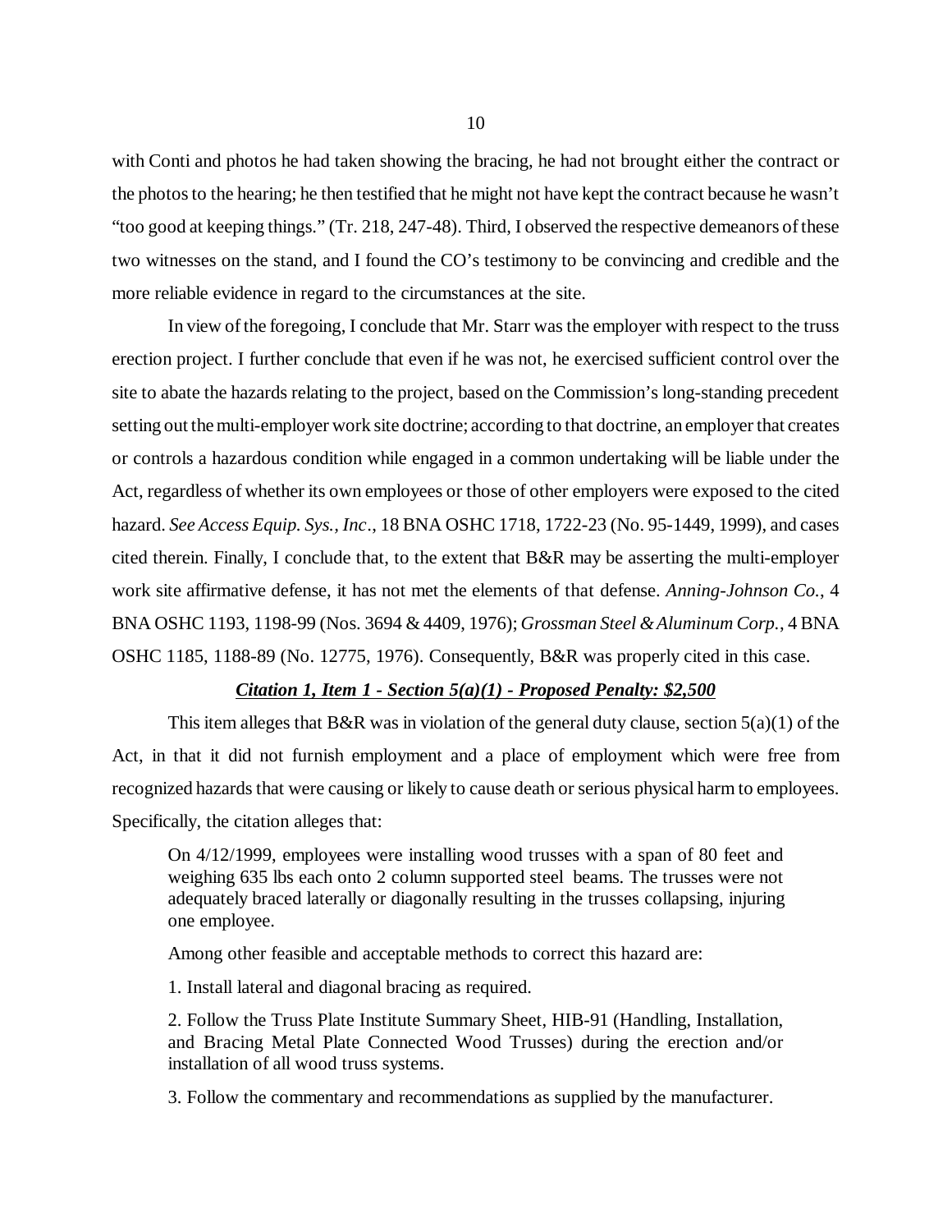with Conti and photos he had taken showing the bracing, he had not brought either the contract or the photos to the hearing; he then testified that he might not have kept the contract because he wasn't "too good at keeping things." (Tr. 218, 247-48). Third, I observed the respective demeanors of these two witnesses on the stand, and I found the CO's testimony to be convincing and credible and the more reliable evidence in regard to the circumstances at the site.

In view of the foregoing, I conclude that Mr. Starr was the employer with respect to the truss erection project. I further conclude that even if he was not, he exercised sufficient control over the site to abate the hazards relating to the project, based on the Commission's long-standing precedent setting out the multi-employer work site doctrine; according to that doctrine, an employer that creates or controls a hazardous condition while engaged in a common undertaking will be liable under the Act, regardless of whether its own employees or those of other employers were exposed to the cited hazard. *See Access Equip. Sys., Inc*., 18 BNA OSHC 1718, 1722-23 (No. 95-1449, 1999), and cases cited therein. Finally, I conclude that, to the extent that B&R may be asserting the multi-employer work site affirmative defense, it has not met the elements of that defense. *Anning-Johnson Co.*, 4 BNA OSHC 1193, 1198-99 (Nos. 3694 & 4409, 1976); *Grossman Steel & Aluminum Corp.*, 4 BNA OSHC 1185, 1188-89 (No. 12775, 1976). Consequently, B&R was properly cited in this case.

### ***Citation 1, Item 1 - Section 5(a)(1) - Proposed Penalty: $2,500***

This item alleges that B&R was in violation of the general duty clause, section 5(a)(1) of the Act, in that it did not furnish employment and a place of employment which were free from recognized hazards that were causing or likely to cause death or serious physical harm to employees. Specifically, the citation alleges that:

> On 4/12/1999, employees were installing wood trusses with a span of 80 feet and weighing 635 lbs each onto 2 column supported steel beams. The trusses were not adequately braced laterally or diagonally resulting in the trusses collapsing, injuring one employee.
>
> Among other feasible and acceptable methods to correct this hazard are:
>
> 1. Install lateral and diagonal bracing as required.
>
> 2. Follow the Truss Plate Institute Summary Sheet, HIB-91 (Handling, Installation, and Bracing Metal Plate Connected Wood Trusses) during the erection and/or installation of all wood truss systems.
>
> 3. Follow the commentary and recommendations as supplied by the manufacturer.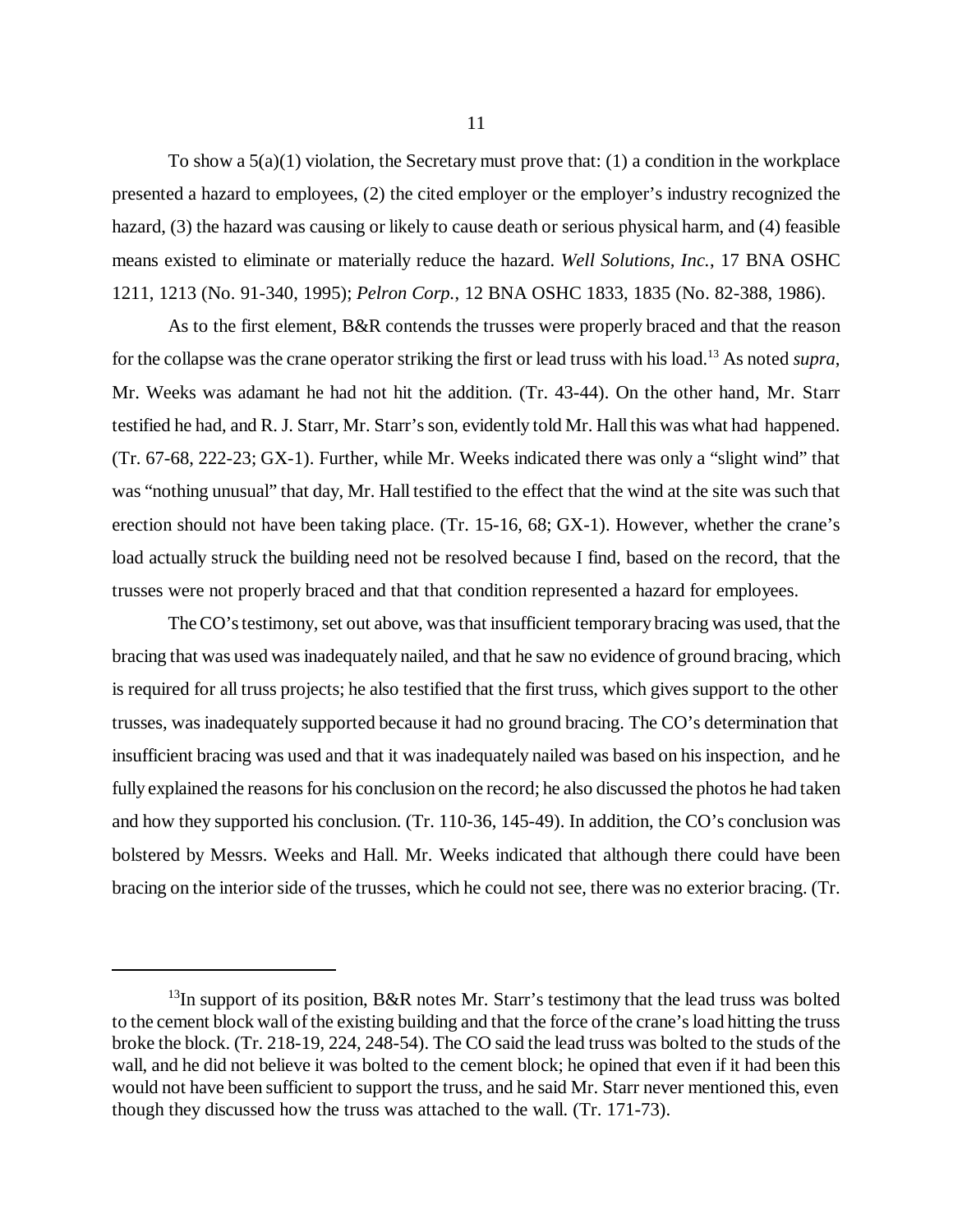To show a 5(a)(1) violation, the Secretary must prove that: (1) a condition in the workplace presented a hazard to employees, (2) the cited employer or the employer's industry recognized the hazard, (3) the hazard was causing or likely to cause death or serious physical harm, and (4) feasible means existed to eliminate or materially reduce the hazard. *Well Solutions, Inc.*, 17 BNA OSHC 1211, 1213 (No. 91-340, 1995); *Pelron Corp.*, 12 BNA OSHC 1833, 1835 (No. 82-388, 1986).

As to the first element, B&R contends the trusses were properly braced and that the reason for the collapse was the crane operator striking the first or lead truss with his load.[13] As noted *supra*, Mr. Weeks was adamant he had not hit the addition. (Tr. 43-44). On the other hand, Mr. Starr testified he had, and R. J. Starr, Mr. Starr's son, evidently told Mr. Hall this was what had happened. (Tr. 67-68, 222-23; GX-1). Further, while Mr. Weeks indicated there was only a "slight wind" that was "nothing unusual" that day, Mr. Hall testified to the effect that the wind at the site was such that erection should not have been taking place. (Tr. 15-16, 68; GX-1). However, whether the crane's load actually struck the building need not be resolved because I find, based on the record, that the trusses were not properly braced and that that condition represented a hazard for employees.

The CO's testimony, set out above, was that insufficient temporary bracing was used, that the bracing that was used was inadequately nailed, and that he saw no evidence of ground bracing, which is required for all truss projects; he also testified that the first truss, which gives support to the other trusses, was inadequately supported because it had no ground bracing. The CO's determination that insufficient bracing was used and that it was inadequately nailed was based on his inspection, and he fully explained the reasons for his conclusion on the record; he also discussed the photos he had taken and how they supported his conclusion. (Tr. 110-36, 145-49). In addition, the CO's conclusion was bolstered by Messrs. Weeks and Hall. Mr. Weeks indicated that although there could have been bracing on the interior side of the trusses, which he could not see, there was no exterior bracing. (Tr.

---

[13] In support of its position, B&R notes Mr. Starr's testimony that the lead truss was bolted to the cement block wall of the existing building and that the force of the crane's load hitting the truss broke the block. (Tr. 218-19, 224, 248-54). The CO said the lead truss was bolted to the studs of the wall, and he did not believe it was bolted to the cement block; he opined that even if it had been this would not have been sufficient to support the truss, and he said Mr. Starr never mentioned this, even though they discussed how the truss was attached to the wall. (Tr. 171-73).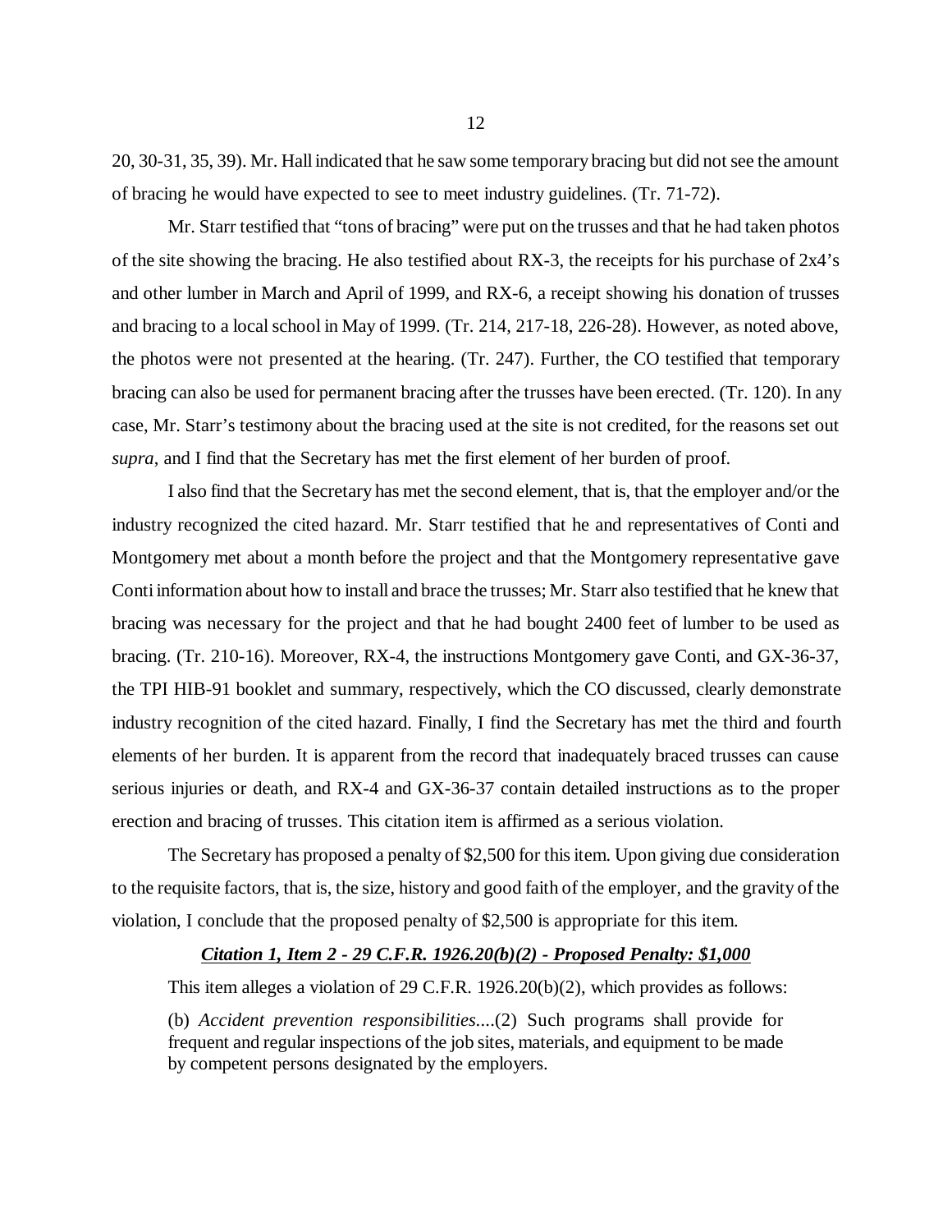20, 30-31, 35, 39). Mr. Hall indicated that he saw some temporary bracing but did not see the amount of bracing he would have expected to see to meet industry guidelines. (Tr. 71-72).

Mr. Starr testified that "tons of bracing" were put on the trusses and that he had taken photos of the site showing the bracing. He also testified about RX-3, the receipts for his purchase of 2x4's and other lumber in March and April of 1999, and RX-6, a receipt showing his donation of trusses and bracing to a local school in May of 1999. (Tr. 214, 217-18, 226-28). However, as noted above, the photos were not presented at the hearing. (Tr. 247). Further, the CO testified that temporary bracing can also be used for permanent bracing after the trusses have been erected. (Tr. 120). In any case, Mr. Starr's testimony about the bracing used at the site is not credited, for the reasons set out *supra*, and I find that the Secretary has met the first element of her burden of proof.

I also find that the Secretary has met the second element, that is, that the employer and/or the industry recognized the cited hazard. Mr. Starr testified that he and representatives of Conti and Montgomery met about a month before the project and that the Montgomery representative gave Conti information about how to install and brace the trusses; Mr. Starr also testified that he knew that bracing was necessary for the project and that he had bought 2400 feet of lumber to be used as bracing. (Tr. 210-16). Moreover, RX-4, the instructions Montgomery gave Conti, and GX-36-37, the TPI HIB-91 booklet and summary, respectively, which the CO discussed, clearly demonstrate industry recognition of the cited hazard. Finally, I find the Secretary has met the third and fourth elements of her burden. It is apparent from the record that inadequately braced trusses can cause serious injuries or death, and RX-4 and GX-36-37 contain detailed instructions as to the proper erection and bracing of trusses. This citation item is affirmed as a serious violation.

The Secretary has proposed a penalty of $2,500 for this item. Upon giving due consideration to the requisite factors, that is, the size, history and good faith of the employer, and the gravity of the violation, I conclude that the proposed penalty of $2,500 is appropriate for this item.

***Citation 1, Item 2 - 29 C.F.R. 1926.20(b)(2) - Proposed Penalty: $1,000***

This item alleges a violation of 29 C.F.R. 1926.20(b)(2), which provides as follows:

> (b) *Accident prevention responsibilities*....(2) Such programs shall provide for frequent and regular inspections of the job sites, materials, and equipment to be made by competent persons designated by the employers.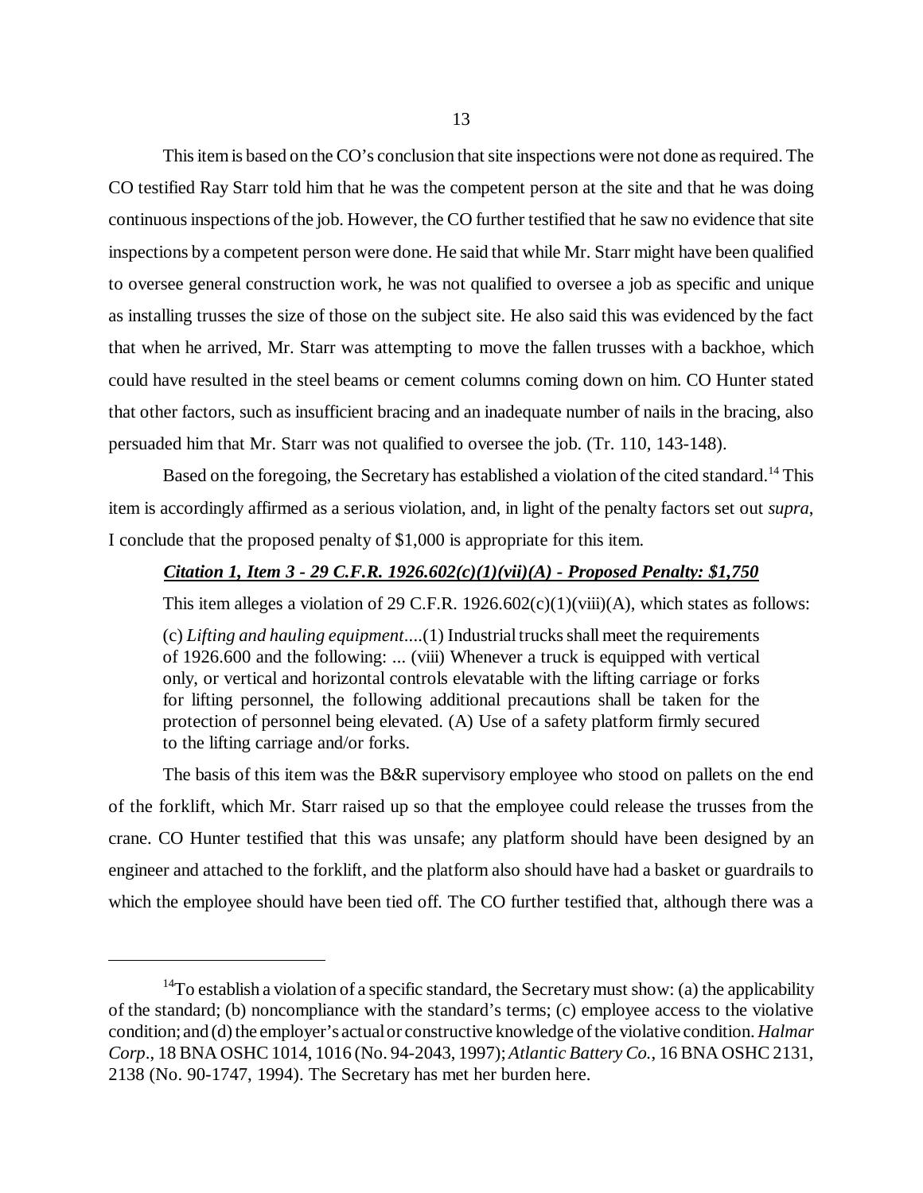This item is based on the CO's conclusion that site inspections were not done as required. The CO testified Ray Starr told him that he was the competent person at the site and that he was doing continuous inspections of the job. However, the CO further testified that he saw no evidence that site inspections by a competent person were done. He said that while Mr. Starr might have been qualified to oversee general construction work, he was not qualified to oversee a job as specific and unique as installing trusses the size of those on the subject site. He also said this was evidenced by the fact that when he arrived, Mr. Starr was attempting to move the fallen trusses with a backhoe, which could have resulted in the steel beams or cement columns coming down on him. CO Hunter stated that other factors, such as insufficient bracing and an inadequate number of nails in the bracing, also persuaded him that Mr. Starr was not qualified to oversee the job. (Tr. 110, 143-148).

Based on the foregoing, the Secretary has established a violation of the cited standard.[14] This item is accordingly affirmed as a serious violation, and, in light of the penalty factors set out *supra*, I conclude that the proposed penalty of $1,000 is appropriate for this item.

***<u>Citation 1, Item 3 - 29 C.F.R. 1926.602(c)(1)(vii)(A) - Proposed Penalty: $1,750</u>***

This item alleges a violation of 29 C.F.R. 1926.602(c)(1)(viii)(A), which states as follows:

> (c) *Lifting and hauling equipment*....(1) Industrial trucks shall meet the requirements of 1926.600 and the following: ... (viii) Whenever a truck is equipped with vertical only, or vertical and horizontal controls elevatable with the lifting carriage or forks for lifting personnel, the following additional precautions shall be taken for the protection of personnel being elevated. (A) Use of a safety platform firmly secured to the lifting carriage and/or forks.

The basis of this item was the B&R supervisory employee who stood on pallets on the end of the forklift, which Mr. Starr raised up so that the employee could release the trusses from the crane. CO Hunter testified that this was unsafe; any platform should have been designed by an engineer and attached to the forklift, and the platform also should have had a basket or guardrails to which the employee should have been tied off. The CO further testified that, although there was a

---

[14] To establish a violation of a specific standard, the Secretary must show: (a) the applicability of the standard; (b) noncompliance with the standard's terms; (c) employee access to the violative condition; and (d) the employer's actual or constructive knowledge of the violative condition. *Halmar Corp*., 18 BNA OSHC 1014, 1016 (No. 94-2043, 1997); *Atlantic Battery Co.*, 16 BNA OSHC 2131, 2138 (No. 90-1747, 1994). The Secretary has met her burden here.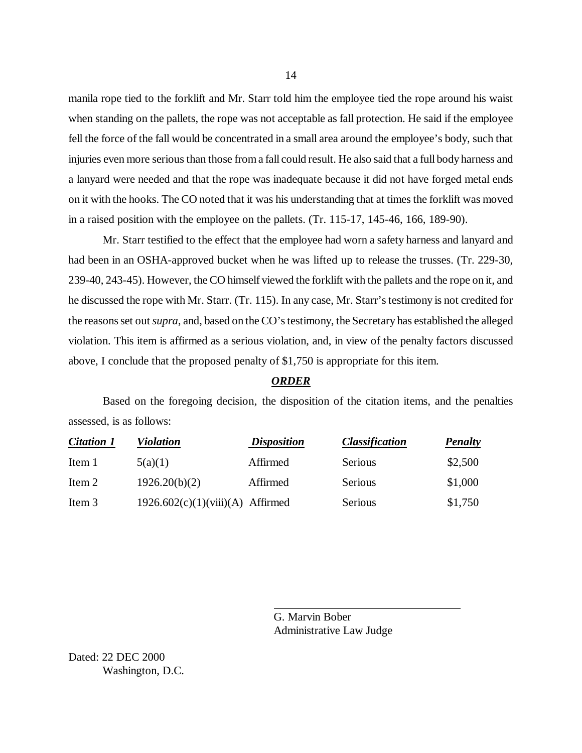manila rope tied to the forklift and Mr. Starr told him the employee tied the rope around his waist when standing on the pallets, the rope was not acceptable as fall protection. He said if the employee fell the force of the fall would be concentrated in a small area around the employee's body, such that injuries even more serious than those from a fall could result. He also said that a full body harness and a lanyard were needed and that the rope was inadequate because it did not have forged metal ends on it with the hooks. The CO noted that it was his understanding that at times the forklift was moved in a raised position with the employee on the pallets. (Tr. 115-17, 145-46, 166, 189-90).

Mr. Starr testified to the effect that the employee had worn a safety harness and lanyard and had been in an OSHA-approved bucket when he was lifted up to release the trusses. (Tr. 229-30, 239-40, 243-45). However, the CO himself viewed the forklift with the pallets and the rope on it, and he discussed the rope with Mr. Starr. (Tr. 115). In any case, Mr. Starr's testimony is not credited for the reasons set out *supra*, and, based on the CO's testimony, the Secretary has established the alleged violation. This item is affirmed as a serious violation, and, in view of the penalty factors discussed above, I conclude that the proposed penalty of $1,750 is appropriate for this item.

## ***ORDER***

Based on the foregoing decision, the disposition of the citation items, and the penalties assessed, is as follows:

| ***Citation 1*** | ***Violation*** | ***Disposition*** | ***Classification*** | ***Penalty*** |
|---|---|---|---|---|
| Item 1 | 5(a)(1) | Affirmed | Serious | $2,500 |
| Item 2 | 1926.20(b)(2) | Affirmed | Serious | $1,000 |
| Item 3 | 1926.602(c)(1)(viii)(A) | Affirmed | Serious | $1,750 |

G. Marvin Bober
Administrative Law Judge

Dated: 22 DEC 2000
Washington, D.C.